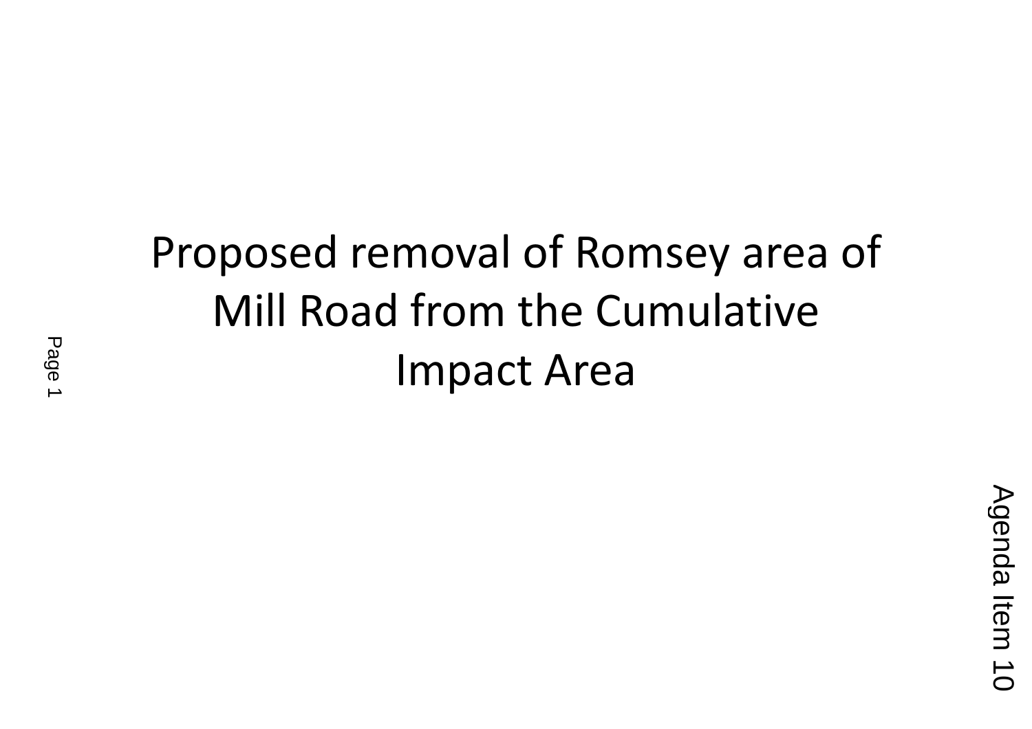# Proposed removal of Romsey area of Mill Road from the Cumulative Impact Area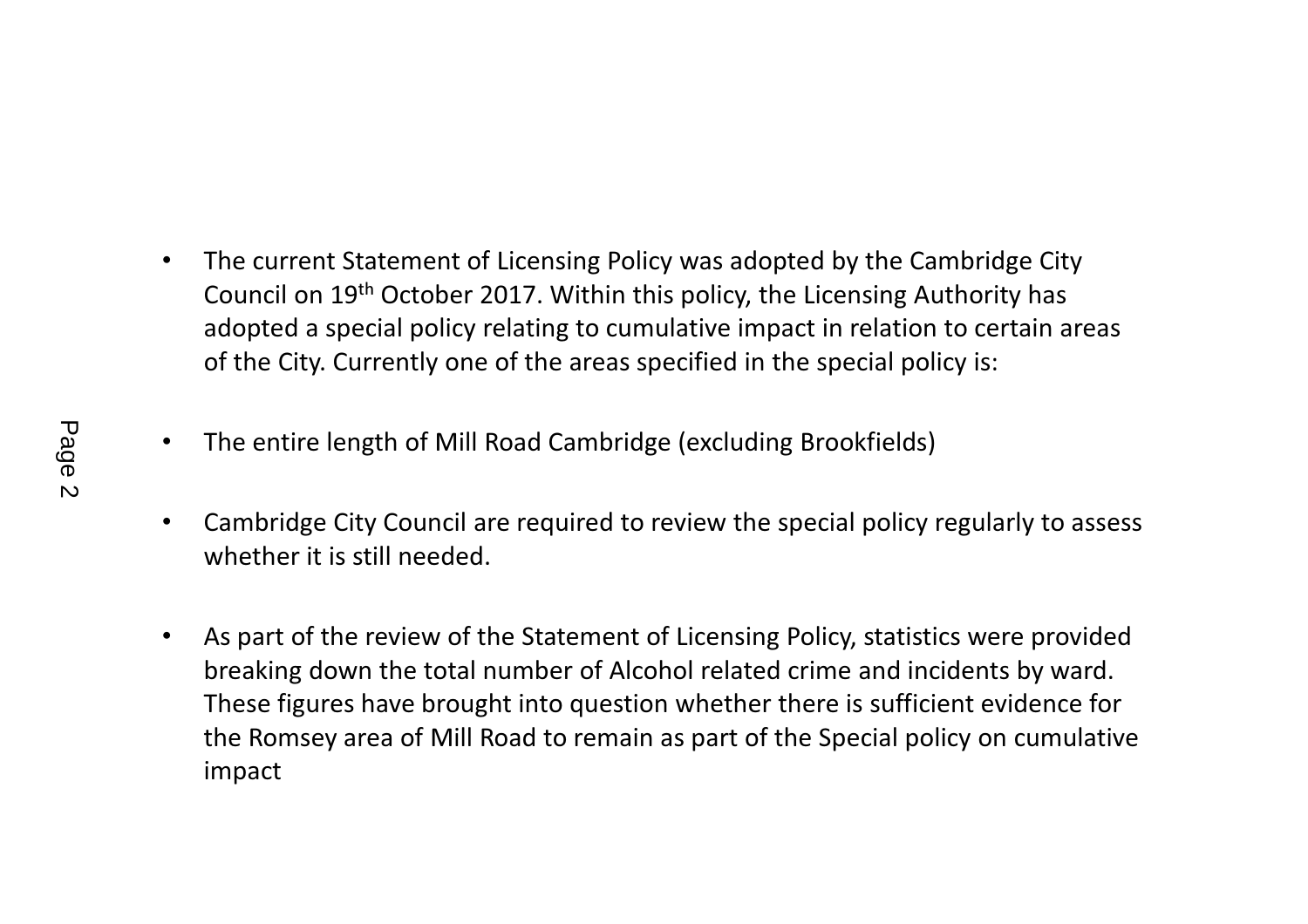- The current Statement of Licensing Policy was adopted by the Cambridge City Council on 19th October 2017. Within this policy, the Licensing Authority has adopted a special policy relating to cumulative impact in relation to certain areas of the City. Currently one of the areas specified in the special policy is:

- The entire length of Mill Road Cambridge (excluding Brookfields)

- Cambridge City Council are required to review the special policy regularly to assess whether it is still needed.

- As part of the review of the Statement of Licensing Policy, statistics were provided breaking down the total number of Alcohol related crime and incidents by ward. These figures have brought into question whether there is sufficient evidence for the Romsey area of Mill Road to remain as part of the Special policy on cumulative impact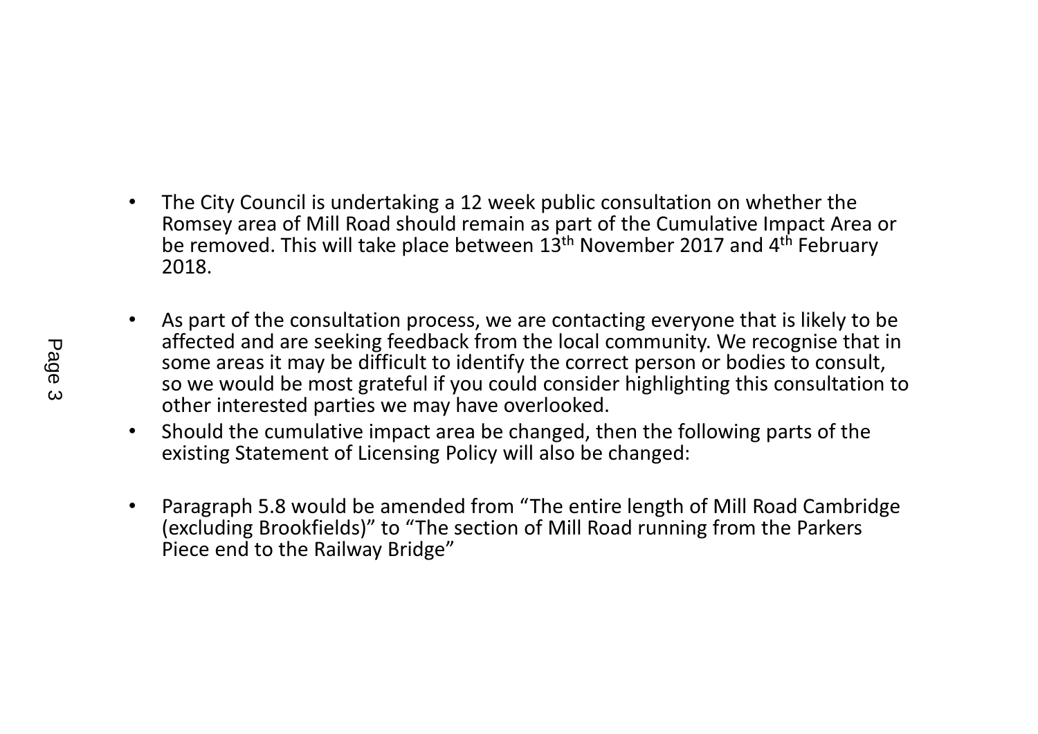- The City Council is undertaking a 12 week public consultation on whether the Romsey area of Mill Road should remain as part of the Cumulative Impact Area or be removed. This will take place between 13th November 2017 and 4th February 2018.

- As part of the consultation process, we are contacting everyone that is likely to be affected and are seeking feedback from the local community. We recognise that in some areas it may be difficult to identify the correct person or bodies to consult, so we would be most grateful if you could consider highlighting this consultation to other interested parties we may have overlooked.
- Should the cumulative impact area be changed, then the following parts of the existing Statement of Licensing Policy will also be changed:

- Paragraph 5.8 would be amended from “The entire length of Mill Road Cambridge (excluding Brookfields)” to “The section of Mill Road running from the Parkers Piece end to the Railway Bridge”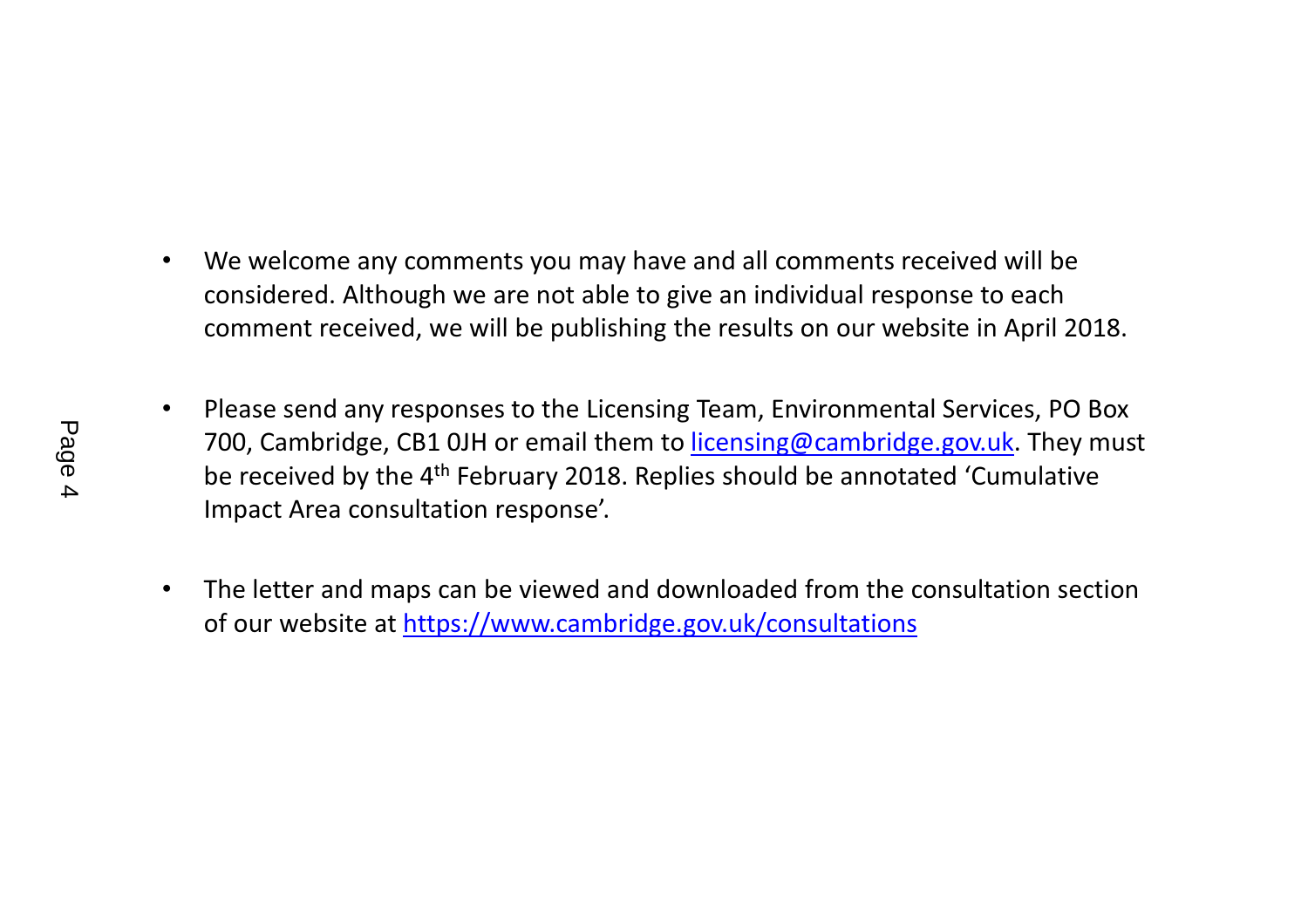- We welcome any comments you may have and all comments received will be considered. Although we are not able to give an individual response to each comment received, we will be publishing the results on our website in April 2018.

- Please send any responses to the Licensing Team, Environmental Services, PO Box 700, Cambridge, CB1 0JH or email them to [licensing@cambridge.gov.uk](mailto:licensing@cambridge.gov.uk). They must be received by the 4th February 2018. Replies should be annotated 'Cumulative Impact Area consultation response'.

- The letter and maps can be viewed and downloaded from the consultation section of our website at [https://www.cambridge.gov.uk/consultations](https://www.cambridge.gov.uk/consultations)